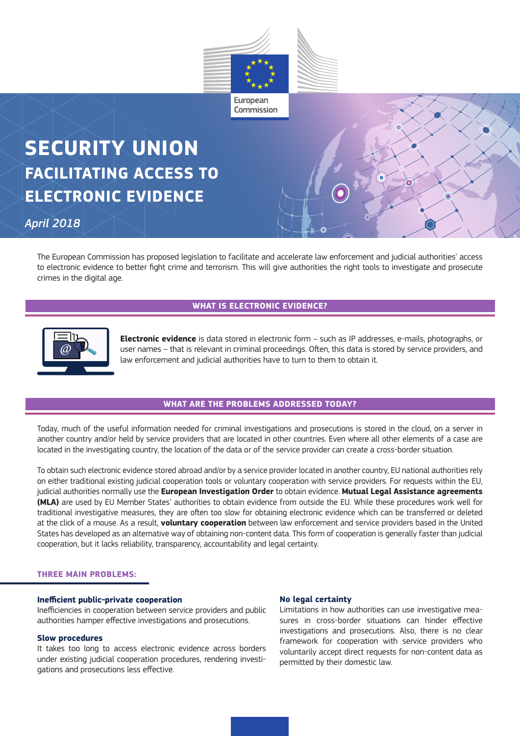European Commission

# SECURITY UNION
## FACILITATING ACCESS TO ELECTRONIC EVIDENCE

*April 2018*

The European Commission has proposed legislation to facilitate and accelerate law enforcement and judicial authorities' access to electronic evidence to better fight crime and terrorism. This will give authorities the right tools to investigate and prosecute crimes in the digital age.

## WHAT IS ELECTRONIC EVIDENCE?

**Electronic evidence** is data stored in electronic form – such as IP addresses, e-mails, photographs, or user names – that is relevant in criminal proceedings. Often, this data is stored by service providers, and law enforcement and judicial authorities have to turn to them to obtain it.

## WHAT ARE THE PROBLEMS ADDRESSED TODAY?

Today, much of the useful information needed for criminal investigations and prosecutions is stored in the cloud, on a server in another country and/or held by service providers that are located in other countries. Even where all other elements of a case are located in the investigating country, the location of the data or of the service provider can create a cross-border situation.

To obtain such electronic evidence stored abroad and/or by a service provider located in another country, EU national authorities rely on either traditional existing judicial cooperation tools or voluntary cooperation with service providers. For requests within the EU, judicial authorities normally use the **European Investigation Order** to obtain evidence. **Mutual Legal Assistance agreements (MLA)** are used by EU Member States' authorities to obtain evidence from outside the EU. While these procedures work well for traditional investigative measures, they are often too slow for obtaining electronic evidence which can be transferred or deleted at the click of a mouse. As a result, **voluntary cooperation** between law enforcement and service providers based in the United States has developed as an alternative way of obtaining non-content data. This form of cooperation is generally faster than judicial cooperation, but it lacks reliability, transparency, accountability and legal certainty.

### THREE MAIN PROBLEMS:

**Inefficient public-private cooperation**
Inefficiencies in cooperation between service providers and public authorities hamper effective investigations and prosecutions.

**Slow procedures**
It takes too long to access electronic evidence across borders under existing judicial cooperation procedures, rendering investigations and prosecutions less effective.

**No legal certainty**
Limitations in how authorities can use investigative measures in cross-border situations can hinder effective investigations and prosecutions. Also, there is no clear framework for cooperation with service providers who voluntarily accept direct requests for non-content data as permitted by their domestic law.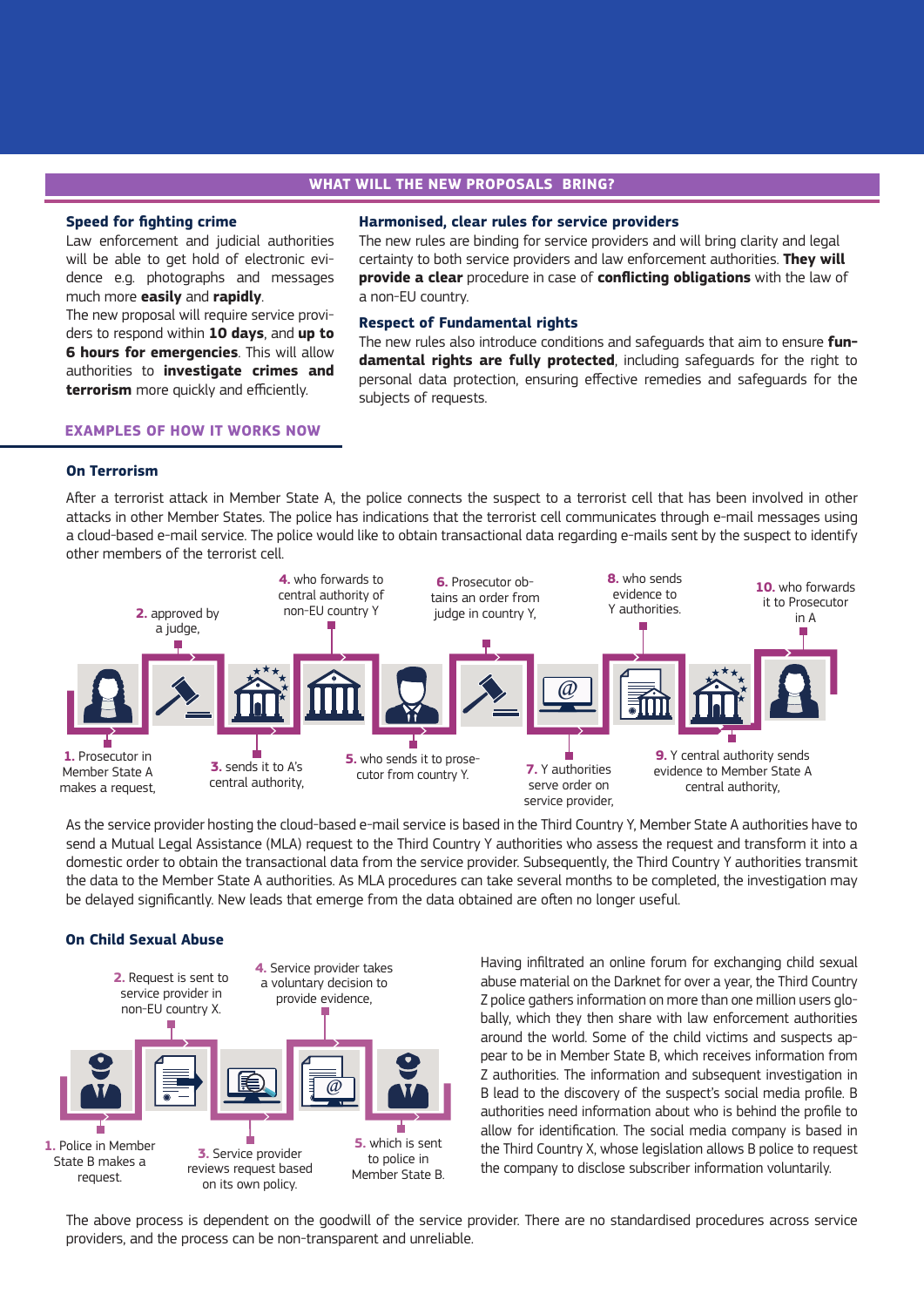## WHAT WILL THE NEW PROPOSALS BRING?

### Speed for fighting crime

Law enforcement and judicial authorities will be able to get hold of electronic evidence e.g. photographs and messages much more **easily** and **rapidly**.

The new proposal will require service providers to respond within **10 days**, and **up to 6 hours for emergencies**. This will allow authorities to **investigate crimes and terrorism** more quickly and efficiently.

### Harmonised, clear rules for service providers

The new rules are binding for service providers and will bring clarity and legal certainty to both service providers and law enforcement authorities. **They will provide a clear** procedure in case of **conflicting obligations** with the law of a non-EU country.

### Respect of Fundamental rights

The new rules also introduce conditions and safeguards that aim to ensure **fundamental rights are fully protected**, including safeguards for the right to personal data protection, ensuring effective remedies and safeguards for the subjects of requests.

## EXAMPLES OF HOW IT WORKS NOW

### On Terrorism

After a terrorist attack in Member State A, the police connects the suspect to a terrorist cell that has been involved in other attacks in other Member States. The police has indications that the terrorist cell communicates through e-mail messages using a cloud-based e-mail service. The police would like to obtain transactional data regarding e-mails sent by the suspect to identify other members of the terrorist cell.

1. Prosecutor in Member State A makes a request,
2. approved by a judge,
3. sends it to A's central authority,
4. who forwards to central authority of non-EU country Y
5. who sends it to prosecutor from country Y.
6. Prosecutor obtains an order from judge in country Y,
7. Y authorities serve order on service provider,
8. who sends evidence to Y authorities.
9. Y central authority sends evidence to Member State A central authority,
10. who forwards it to Prosecutor in A

As the service provider hosting the cloud-based e-mail service is based in the Third Country Y, Member State A authorities have to send a Mutual Legal Assistance (MLA) request to the Third Country Y authorities who assess the request and transform it into a domestic order to obtain the transactional data from the service provider. Subsequently, the Third Country Y authorities transmit the data to the Member State A authorities. As MLA procedures can take several months to be completed, the investigation may be delayed significantly. New leads that emerge from the data obtained are often no longer useful.

### On Child Sexual Abuse

1. Police in Member State B makes a request.
2. Request is sent to service provider in non-EU country X.
3. Service provider reviews request based on its own policy.
4. Service provider takes a voluntary decision to provide evidence,
5. which is sent to police in Member State B.

Having infiltrated an online forum for exchanging child sexual abuse material on the Darknet for over a year, the Third Country Z police gathers information on more than one million users globally, which they then share with law enforcement authorities around the world. Some of the child victims and suspects appear to be in Member State B, which receives information from Z authorities. The information and subsequent investigation in B lead to the discovery of the suspect's social media profile. B authorities need information about who is behind the profile to allow for identification. The social media company is based in the Third Country X, whose legislation allows B police to request the company to disclose subscriber information voluntarily.

The above process is dependent on the goodwill of the service provider. There are no standardised procedures across service providers, and the process can be non-transparent and unreliable.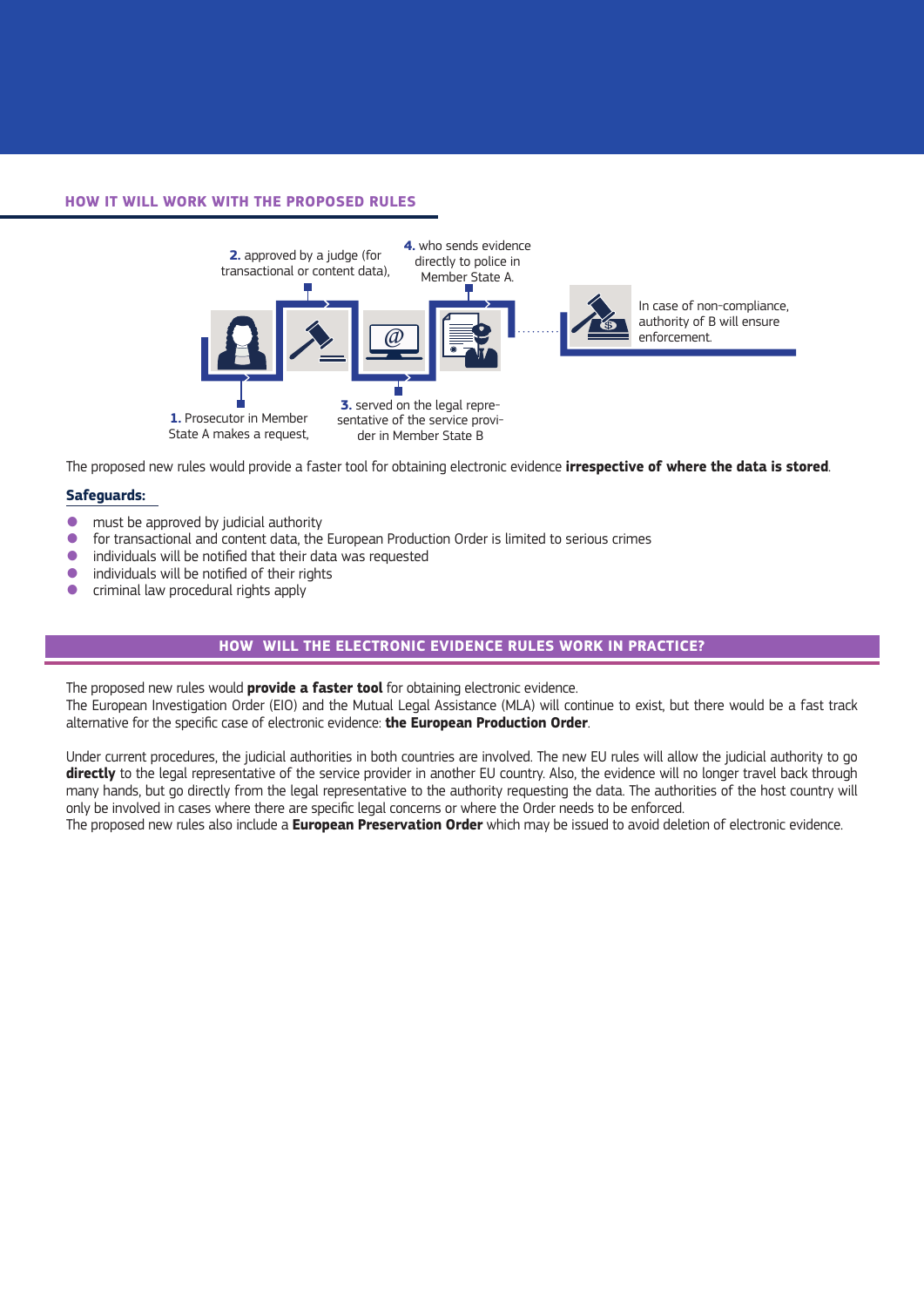## HOW IT WILL WORK WITH THE PROPOSED RULES

**1.** Prosecutor in Member State A makes a request,

**2.** approved by a judge (for transactional or content data),

**3.** served on the legal representative of the service provider in Member State B

**4.** who sends evidence directly to police in Member State A.

In case of non-compliance, authority of B will ensure enforcement.

The proposed new rules would provide a faster tool for obtaining electronic evidence **irrespective of where the data is stored**.

**Safeguards:**

- must be approved by judicial authority
- for transactional and content data, the European Production Order is limited to serious crimes
- individuals will be notified that their data was requested
- individuals will be notified of their rights
- criminal law procedural rights apply

## HOW WILL THE ELECTRONIC EVIDENCE RULES WORK IN PRACTICE?

The proposed new rules would **provide a faster tool** for obtaining electronic evidence.
The European Investigation Order (EIO) and the Mutual Legal Assistance (MLA) will continue to exist, but there would be a fast track alternative for the specific case of electronic evidence: **the European Production Order**.

Under current procedures, the judicial authorities in both countries are involved. The new EU rules will allow the judicial authority to go **directly** to the legal representative of the service provider in another EU country. Also, the evidence will no longer travel back through many hands, but go directly from the legal representative to the authority requesting the data. The authorities of the host country will only be involved in cases where there are specific legal concerns or where the Order needs to be enforced.
The proposed new rules also include a **European Preservation Order** which may be issued to avoid deletion of electronic evidence.